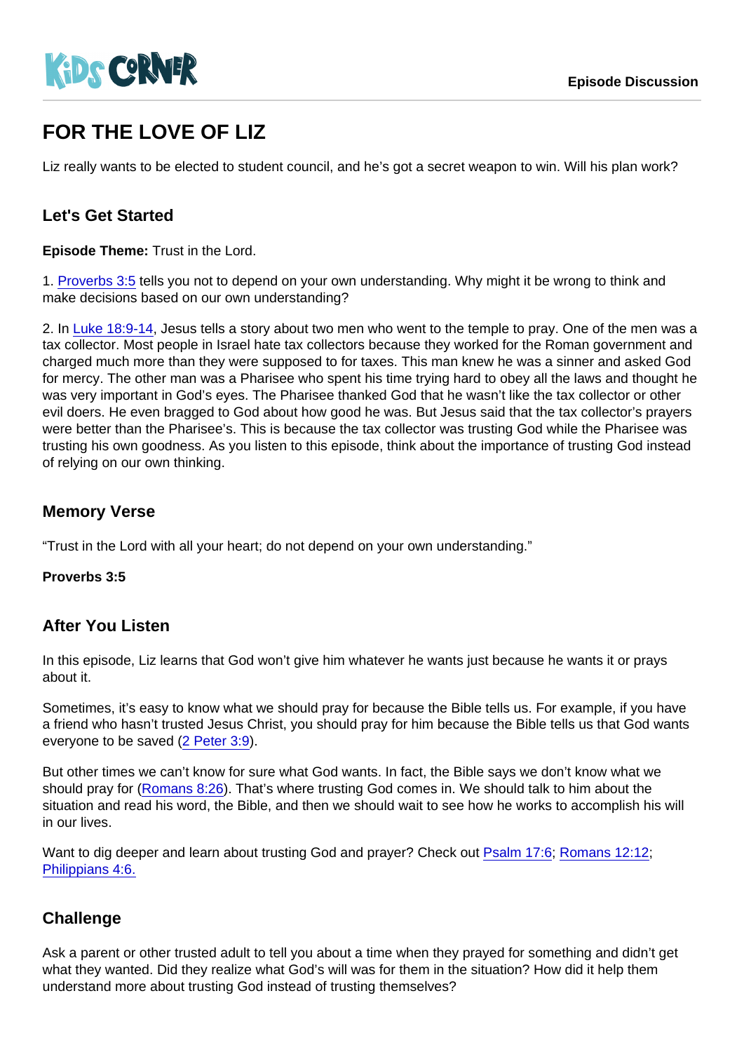# FOR THE LOVE OF LIZ

Liz really wants to be elected to student council, and he's got a secret weapon to win. Will his plan work?

## Let's Get Started

**Episode Theme:** Trust in the Lord.

1. Proverbs 3:5 tells you not to depend on your own understanding. Why might it be wrong to think and make decisions based on our own understanding?

2. In Luke 18:9-14, Jesus tells a story about two men who went to the temple to pray. One of the men was a tax collector. Most people in Israel hate tax collectors because they worked for the Roman government and charged much more than they were supposed to for taxes. This man knew he was a sinner and asked God for mercy. The other man was a Pharisee who spent his time trying hard to obey all the laws and thought he was very important in God's eyes. The Pharisee thanked God that he wasn't like the tax collector or other evil doers. He even bragged to God about how good he was. But Jesus said that the tax collector's prayers were better than the Pharisee's. This is because the tax collector was trusting God while the Pharisee was trusting his own goodness. As you listen to this episode, think about the importance of trusting God instead of relying on our own thinking.

## Memory Verse

"Trust in the Lord with all your heart; do not depend on your own understanding."

**Proverbs 3:5**

## After You Listen

In this episode, Liz learns that God won't give him whatever he wants just because he wants it or prays about it.

Sometimes, it's easy to know what we should pray for because the Bible tells us. For example, if you have a friend who hasn't trusted Jesus Christ, you should pray for him because the Bible tells us that God wants everyone to be saved (2 Peter 3:9).

But other times we can't know for sure what God wants. In fact, the Bible says we don't know what we should pray for (Romans 8:26). That's where trusting God comes in. We should talk to him about the situation and read his word, the Bible, and then we should wait to see how he works to accomplish his will in our lives.

Want to dig deeper and learn about trusting God and prayer? Check out Psalm 17:6; Romans 12:12; Philippians 4:6.

## Challenge

Ask a parent or other trusted adult to tell you about a time when they prayed for something and didn't get what they wanted. Did they realize what God's will was for them in the situation? How did it help them understand more about trusting God instead of trusting themselves?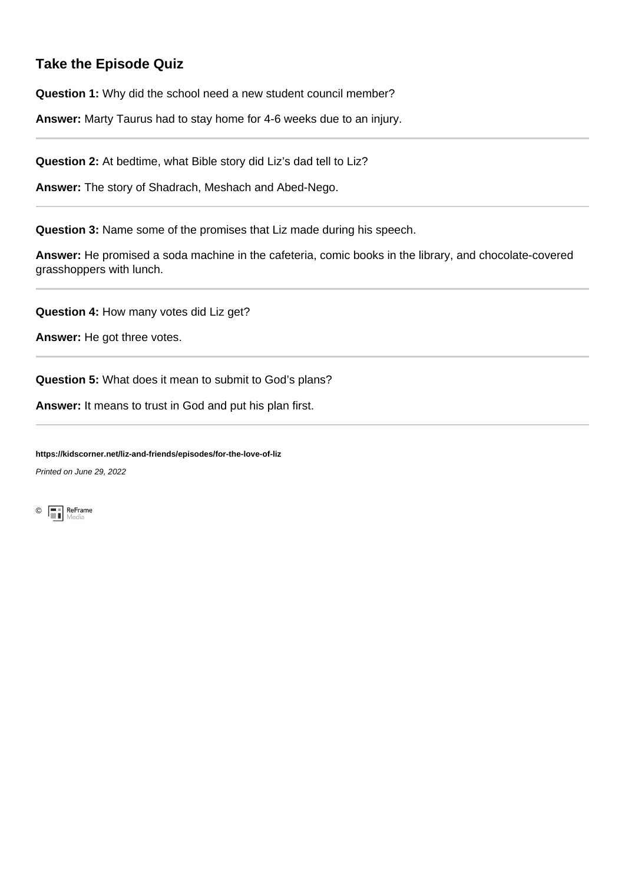## Take the Episode Quiz

**Question 1:** Why did the school need a new student council member?

**Answer:** Marty Taurus had to stay home for 4-6 weeks due to an injury.

---

**Question 2:** At bedtime, what Bible story did Liz's dad tell to Liz?

**Answer:** The story of Shadrach, Meshach and Abed-Nego.

---

**Question 3:** Name some of the promises that Liz made during his speech.

**Answer:** He promised a soda machine in the cafeteria, comic books in the library, and chocolate-covered grasshoppers with lunch.

---

**Question 4:** How many votes did Liz get?

**Answer:** He got three votes.

---

**Question 5:** What does it mean to submit to God's plans?

**Answer:** It means to trust in God and put his plan first.

---

**https://kidscorner.net/liz-and-friends/episodes/for-the-love-of-liz**

*Printed on June 29, 2022*

© ReFrame Media